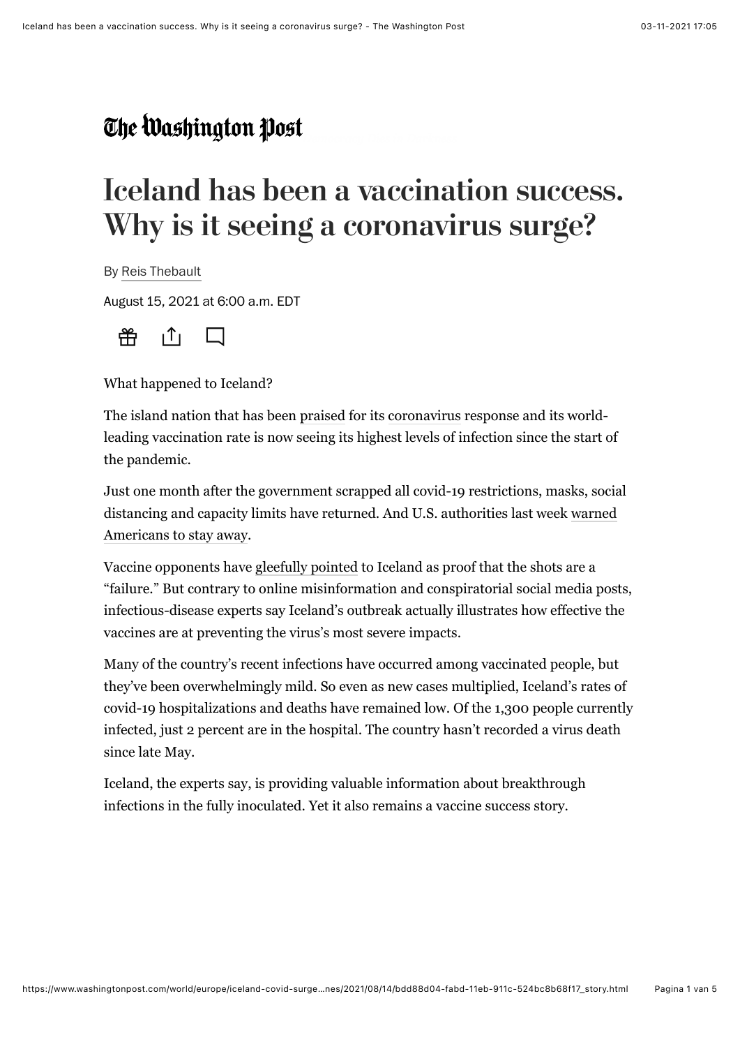The Washington Post

# Iceland has been a vaccination success. Why is it seeing a coronavirus surge?

By Reis Thebault

August 15, 2021 at 6:00 a.m. EDT

What happened to Iceland?

The island nation that has been praised for its coronavirus response and its world-leading vaccination rate is now seeing its highest levels of infection since the start of the pandemic.

Just one month after the government scrapped all covid-19 restrictions, masks, social distancing and capacity limits have returned. And U.S. authorities last week warned Americans to stay away.

Vaccine opponents have gleefully pointed to Iceland as proof that the shots are a "failure." But contrary to online misinformation and conspiratorial social media posts, infectious-disease experts say Iceland's outbreak actually illustrates how effective the vaccines are at preventing the virus's most severe impacts.

Many of the country's recent infections have occurred among vaccinated people, but they've been overwhelmingly mild. So even as new cases multiplied, Iceland's rates of covid-19 hospitalizations and deaths have remained low. Of the 1,300 people currently infected, just 2 percent are in the hospital. The country hasn't recorded a virus death since late May.

Iceland, the experts say, is providing valuable information about breakthrough infections in the fully inoculated. Yet it also remains a vaccine success story.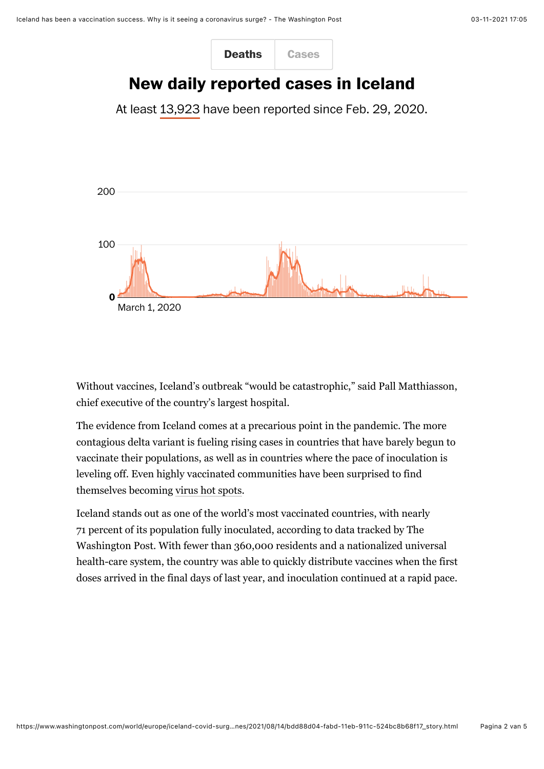Deaths | Cases

## New daily reported cases in Iceland

At least 13,923 have been reported since Feb. 29, 2020.

200

100

0

March 1, 2020

Without vaccines, Iceland's outbreak "would be catastrophic," said Pall Matthiasson, chief executive of the country's largest hospital.

The evidence from Iceland comes at a precarious point in the pandemic. The more contagious delta variant is fueling rising cases in countries that have barely begun to vaccinate their populations, as well as in countries where the pace of inoculation is leveling off. Even highly vaccinated communities have been surprised to find themselves becoming virus hot spots.

Iceland stands out as one of the world's most vaccinated countries, with nearly 71 percent of its population fully inoculated, according to data tracked by The Washington Post. With fewer than 360,000 residents and a nationalized universal health-care system, the country was able to quickly distribute vaccines when the first doses arrived in the final days of last year, and inoculation continued at a rapid pace.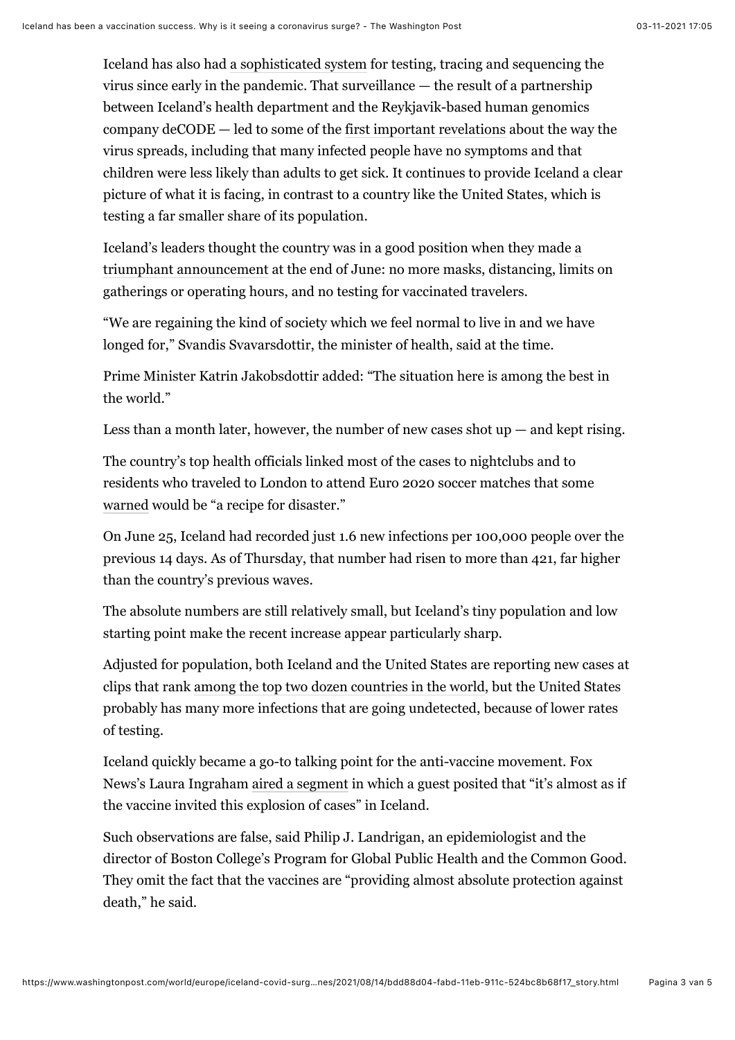Iceland has also had a sophisticated system for testing, tracing and sequencing the virus since early in the pandemic. That surveillance — the result of a partnership between Iceland's health department and the Reykjavik-based human genomics company deCODE — led to some of the first important revelations about the way the virus spreads, including that many infected people have no symptoms and that children were less likely than adults to get sick. It continues to provide Iceland a clear picture of what it is facing, in contrast to a country like the United States, which is testing a far smaller share of its population.

Iceland's leaders thought the country was in a good position when they made a triumphant announcement at the end of June: no more masks, distancing, limits on gatherings or operating hours, and no testing for vaccinated travelers.

"We are regaining the kind of society which we feel normal to live in and we have longed for," Svandis Svavarsdottir, the minister of health, said at the time.

Prime Minister Katrin Jakobsdottir added: "The situation here is among the best in the world."

Less than a month later, however, the number of new cases shot up — and kept rising.

The country's top health officials linked most of the cases to nightclubs and to residents who traveled to London to attend Euro 2020 soccer matches that some warned would be "a recipe for disaster."

On June 25, Iceland had recorded just 1.6 new infections per 100,000 people over the previous 14 days. As of Thursday, that number had risen to more than 421, far higher than the country's previous waves.

The absolute numbers are still relatively small, but Iceland's tiny population and low starting point make the recent increase appear particularly sharp.

Adjusted for population, both Iceland and the United States are reporting new cases at clips that rank among the top two dozen countries in the world, but the United States probably has many more infections that are going undetected, because of lower rates of testing.

Iceland quickly became a go-to talking point for the anti-vaccine movement. Fox News's Laura Ingraham aired a segment in which a guest posited that "it's almost as if the vaccine invited this explosion of cases" in Iceland.

Such observations are false, said Philip J. Landrigan, an epidemiologist and the director of Boston College's Program for Global Public Health and the Common Good. They omit the fact that the vaccines are "providing almost absolute protection against death," he said.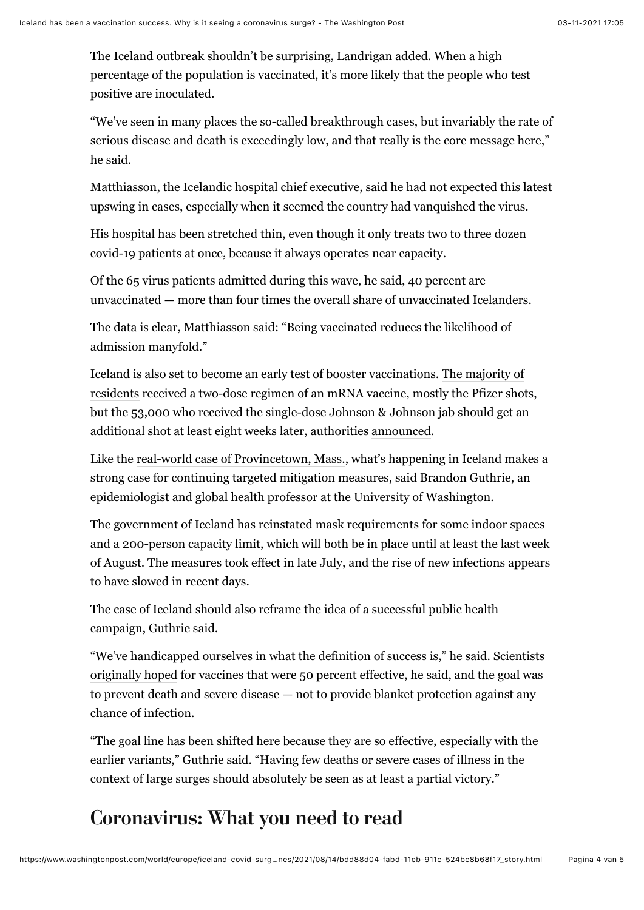The Iceland outbreak shouldn't be surprising, Landrigan added. When a high percentage of the population is vaccinated, it's more likely that the people who test positive are inoculated.

"We've seen in many places the so-called breakthrough cases, but invariably the rate of serious disease and death is exceedingly low, and that really is the core message here," he said.

Matthiasson, the Icelandic hospital chief executive, said he had not expected this latest upswing in cases, especially when it seemed the country had vanquished the virus.

His hospital has been stretched thin, even though it only treats two to three dozen covid-19 patients at once, because it always operates near capacity.

Of the 65 virus patients admitted during this wave, he said, 40 percent are unvaccinated — more than four times the overall share of unvaccinated Icelanders.

The data is clear, Matthiasson said: "Being vaccinated reduces the likelihood of admission manyfold."

Iceland is also set to become an early test of booster vaccinations. The majority of residents received a two-dose regimen of an mRNA vaccine, mostly the Pfizer shots, but the 53,000 who received the single-dose Johnson & Johnson jab should get an additional shot at least eight weeks later, authorities announced.

Like the real-world case of Provincetown, Mass., what's happening in Iceland makes a strong case for continuing targeted mitigation measures, said Brandon Guthrie, an epidemiologist and global health professor at the University of Washington.

The government of Iceland has reinstated mask requirements for some indoor spaces and a 200-person capacity limit, which will both be in place until at least the last week of August. The measures took effect in late July, and the rise of new infections appears to have slowed in recent days.

The case of Iceland should also reframe the idea of a successful public health campaign, Guthrie said.

"We've handicapped ourselves in what the definition of success is," he said. Scientists originally hoped for vaccines that were 50 percent effective, he said, and the goal was to prevent death and severe disease — not to provide blanket protection against any chance of infection.

"The goal line has been shifted here because they are so effective, especially with the earlier variants," Guthrie said. "Having few deaths or severe cases of illness in the context of large surges should absolutely be seen as at least a partial victory."

## Coronavirus: What you need to read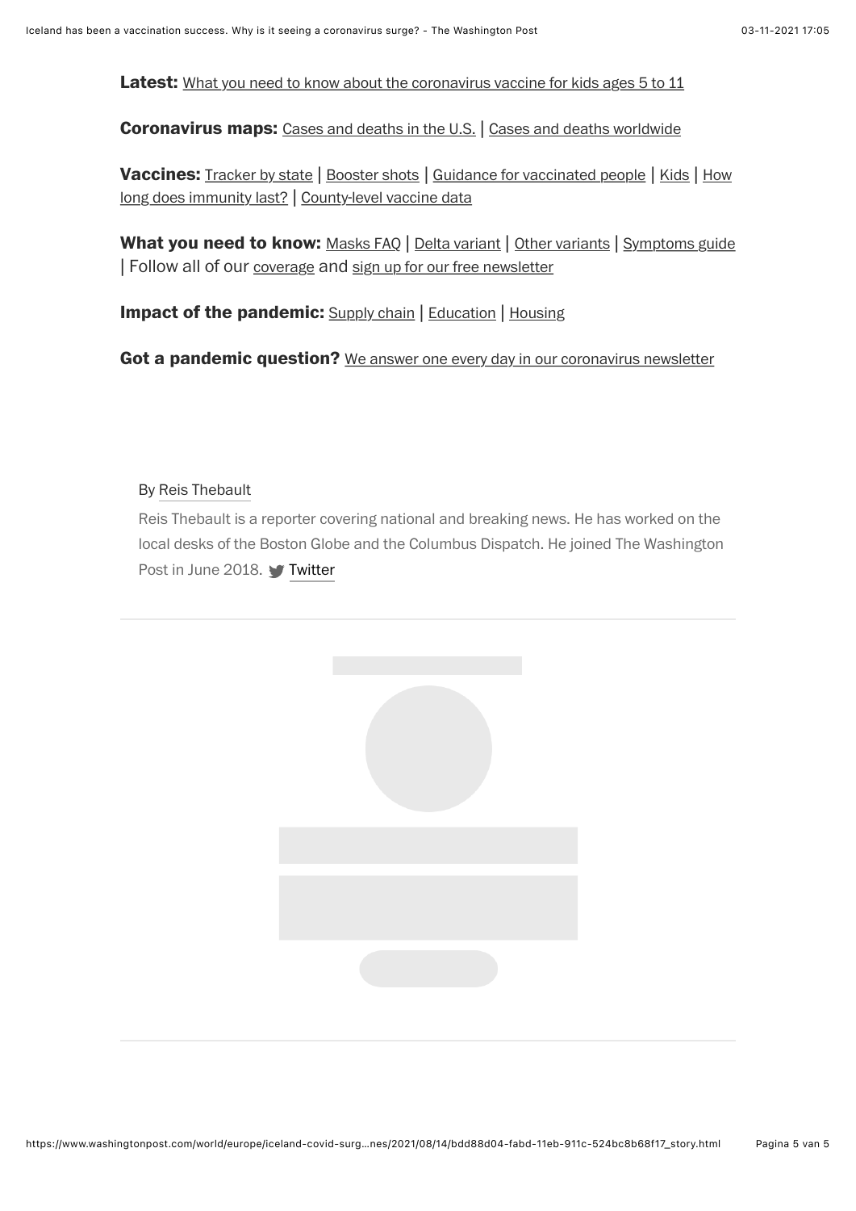**Latest:** What you need to know about the coronavirus vaccine for kids ages 5 to 11

**Coronavirus maps:** Cases and deaths in the U.S. | Cases and deaths worldwide

**Vaccines:** Tracker by state | Booster shots | Guidance for vaccinated people | Kids | How long does immunity last? | County-level vaccine data

**What you need to know:** Masks FAQ | Delta variant | Other variants | Symptoms guide | Follow all of our coverage and sign up for our free newsletter

**Impact of the pandemic:** Supply chain | Education | Housing

**Got a pandemic question?** We answer one every day in our coronavirus newsletter

By Reis Thebault

Reis Thebault is a reporter covering national and breaking news. He has worked on the local desks of the Boston Globe and the Columbus Dispatch. He joined The Washington Post in June 2018. Twitter